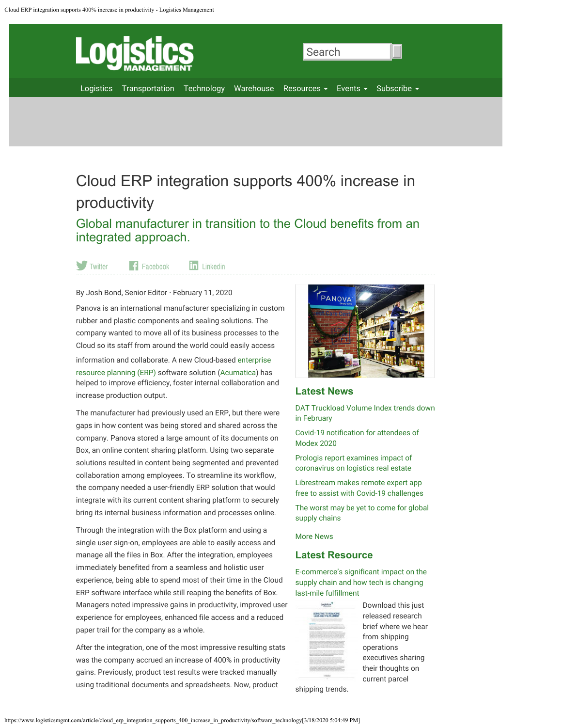# Cloud ERP integration supports 400% increase in productivity

## Global manufacturer in transition to the Cloud benefits from an integrated approach.

Twitter Facebook Linkedin

By Josh Bond, Senior Editor · February 11, 2020

Panova is an international manufacturer specializing in custom rubber and plastic components and sealing solutions. The company wanted to move all of its business processes to the Cloud so its staff from around the world could easily access information and collaborate. A new Cloud-based enterprise resource planning (ERP) software solution (Acumatica) has helped to improve efficiency, foster internal collaboration and increase production output.

The manufacturer had previously used an ERP, but there were gaps in how content was being stored and shared across the company. Panova stored a large amount of its documents on Box, an online content sharing platform. Using two separate solutions resulted in content being segmented and prevented collaboration among employees. To streamline its workflow, the company needed a user-friendly ERP solution that would integrate with its current content sharing platform to securely bring its internal business information and processes online.

Through the integration with the Box platform and using a single user sign-on, employees are able to easily access and manage all the files in Box. After the integration, employees immediately benefited from a seamless and holistic user experience, being able to spend most of their time in the Cloud ERP software interface while still reaping the benefits of Box. Managers noted impressive gains in productivity, improved user experience for employees, enhanced file access and a reduced paper trail for the company as a whole.

After the integration, one of the most impressive resulting stats was the company accrued an increase of 400% in productivity gains. Previously, product test results were tracked manually using traditional documents and spreadsheets. Now, product

## Latest News

DAT Truckload Volume Index trends down in February

Covid-19 notification for attendees of Modex 2020

Prologis report examines impact of coronavirus on logistics real estate

Librestream makes remote expert app free to assist with Covid-19 challenges

The worst may be yet to come for global supply chains

More News

## Latest Resource

E-commerce's significant impact on the supply chain and how tech is changing last-mile fulfillment

Download this just released research brief where we hear from shipping operations executives sharing their thoughts on current parcel shipping trends.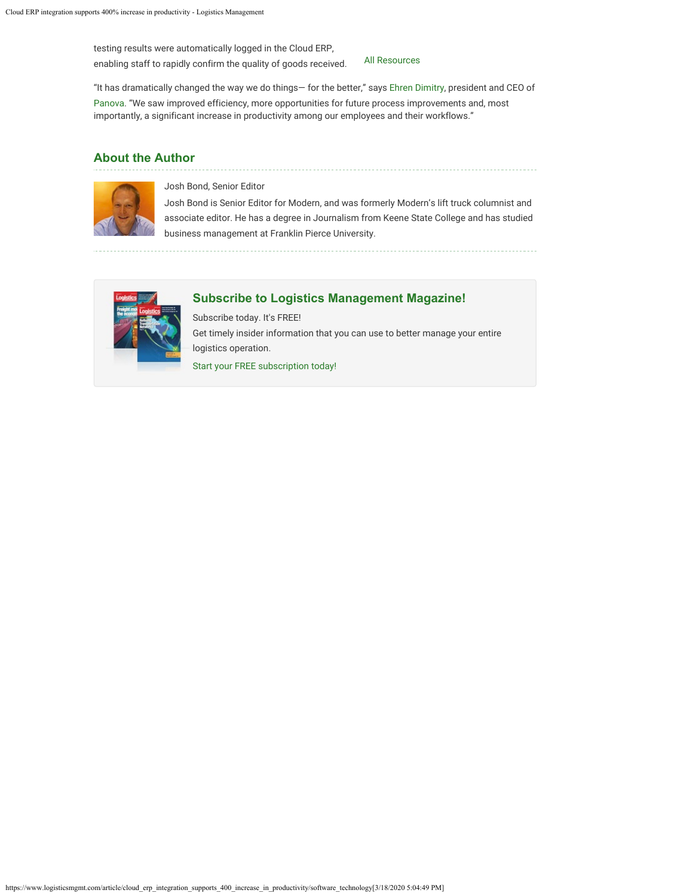testing results were automatically logged in the Cloud ERP, enabling staff to rapidly confirm the quality of goods received.

All Resources

"It has dramatically changed the way we do things— for the better," says Ehren Dimitry, president and CEO of Panova. "We saw improved efficiency, more opportunities for future process improvements and, most importantly, a significant increase in productivity among our employees and their workflows."

## About the Author

Josh Bond, Senior Editor

Josh Bond is Senior Editor for Modern, and was formerly Modern's lift truck columnist and associate editor. He has a degree in Journalism from Keene State College and has studied business management at Franklin Pierce University.

## Subscribe to Logistics Management Magazine!

Subscribe today. It's FREE!

Get timely insider information that you can use to better manage your entire logistics operation.

Start your FREE subscription today!